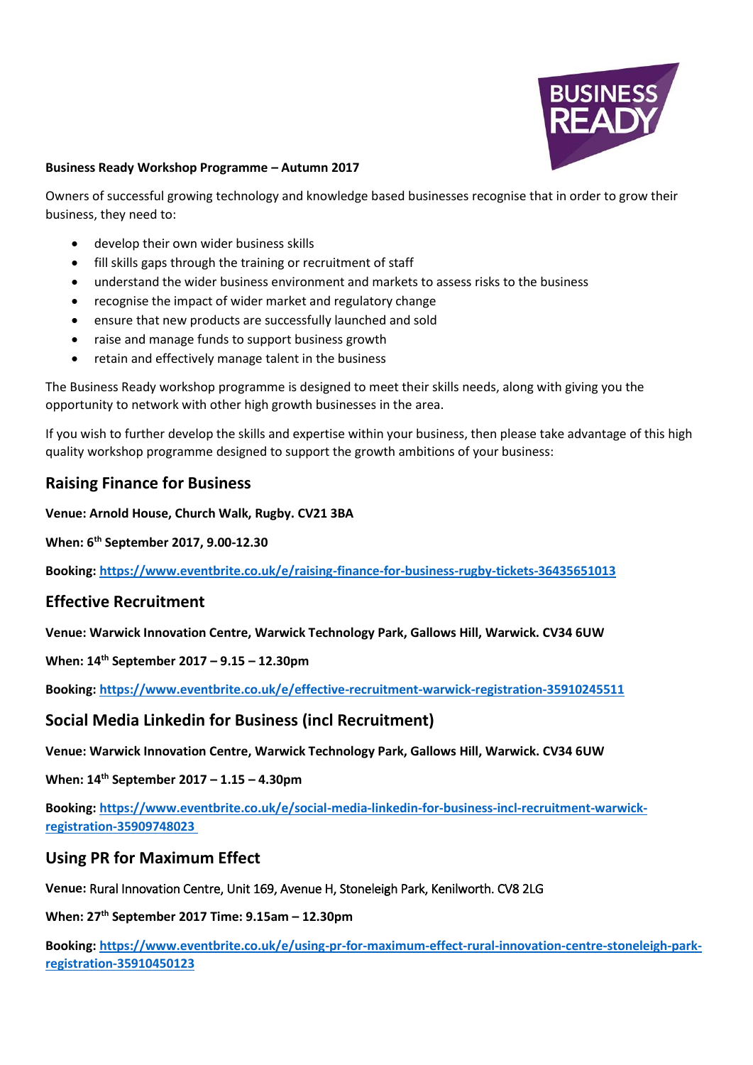**Business Ready Workshop Programme – Autumn 2017**

Owners of successful growing technology and knowledge based businesses recognise that in order to grow their business, they need to:

- develop their own wider business skills
- fill skills gaps through the training or recruitment of staff
- understand the wider business environment and markets to assess risks to the business
- recognise the impact of wider market and regulatory change
- ensure that new products are successfully launched and sold
- raise and manage funds to support business growth
- retain and effectively manage talent in the business

The Business Ready workshop programme is designed to meet their skills needs, along with giving you the opportunity to network with other high growth businesses in the area.

If you wish to further develop the skills and expertise within your business, then please take advantage of this high quality workshop programme designed to support the growth ambitions of your business:

## Raising Finance for Business

**Venue: Arnold House, Church Walk, Rugby. CV21 3BA**

**When: 6th September 2017, 9.00-12.30**

**Booking: https://www.eventbrite.co.uk/e/raising-finance-for-business-rugby-tickets-36435651013**

## Effective Recruitment

**Venue: Warwick Innovation Centre, Warwick Technology Park, Gallows Hill, Warwick. CV34 6UW**

**When: 14th September 2017 – 9.15 – 12.30pm**

**Booking: https://www.eventbrite.co.uk/e/effective-recruitment-warwick-registration-35910245511**

## Social Media Linkedin for Business (incl Recruitment)

**Venue: Warwick Innovation Centre, Warwick Technology Park, Gallows Hill, Warwick. CV34 6UW**

**When: 14th September 2017 – 1.15 – 4.30pm**

**Booking: https://www.eventbrite.co.uk/e/social-media-linkedin-for-business-incl-recruitment-warwick-registration-35909748023**

## Using PR for Maximum Effect

**Venue:** Rural Innovation Centre, Unit 169, Avenue H, Stoneleigh Park, Kenilworth. CV8 2LG

**When: 27th September 2017 Time: 9.15am – 12.30pm**

**Booking: https://www.eventbrite.co.uk/e/using-pr-for-maximum-effect-rural-innovation-centre-stoneleigh-park-registration-35910450123**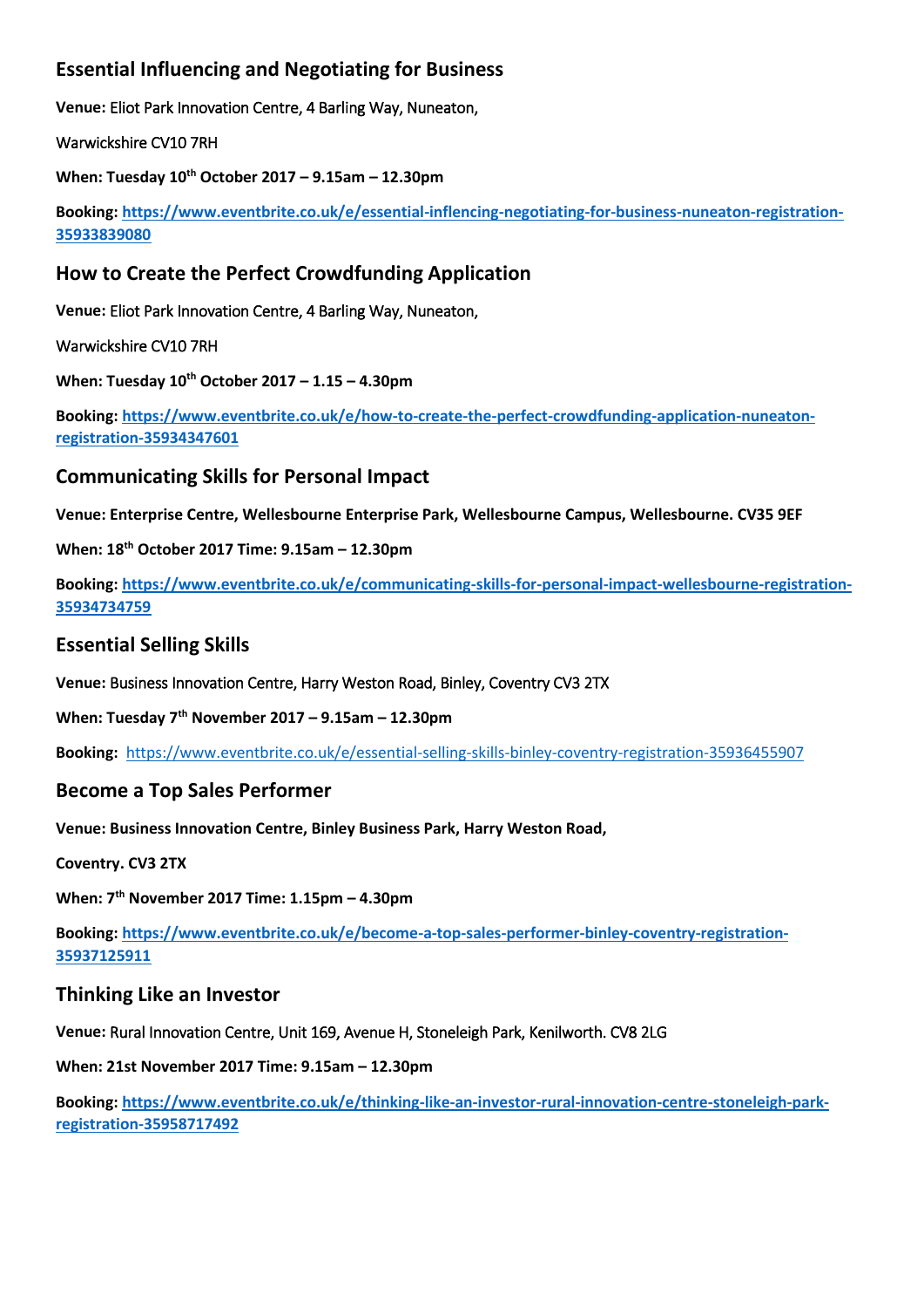## Essential Influencing and Negotiating for Business

**Venue:** Eliot Park Innovation Centre, 4 Barling Way, Nuneaton,

Warwickshire CV10 7RH

**When: Tuesday 10th October 2017 – 9.15am – 12.30pm**

**Booking: https://www.eventbrite.co.uk/e/essential-inflencing-negotiating-for-business-nuneaton-registration-35933839080**

## How to Create the Perfect Crowdfunding Application

**Venue:** Eliot Park Innovation Centre, 4 Barling Way, Nuneaton,

Warwickshire CV10 7RH

**When: Tuesday 10th October 2017 – 1.15 – 4.30pm**

**Booking: https://www.eventbrite.co.uk/e/how-to-create-the-perfect-crowdfunding-application-nuneaton-registration-35934347601**

## Communicating Skills for Personal Impact

**Venue: Enterprise Centre, Wellesbourne Enterprise Park, Wellesbourne Campus, Wellesbourne. CV35 9EF**

**When: 18th October 2017 Time: 9.15am – 12.30pm**

**Booking: https://www.eventbrite.co.uk/e/communicating-skills-for-personal-impact-wellesbourne-registration-35934734759**

## Essential Selling Skills

**Venue:** Business Innovation Centre, Harry Weston Road, Binley, Coventry CV3 2TX

**When: Tuesday 7th November 2017 – 9.15am – 12.30pm**

**Booking:** https://www.eventbrite.co.uk/e/essential-selling-skills-binley-coventry-registration-35936455907

## Become a Top Sales Performer

**Venue: Business Innovation Centre, Binley Business Park, Harry Weston Road,**

**Coventry. CV3 2TX**

**When: 7th November 2017 Time: 1.15pm – 4.30pm**

**Booking: https://www.eventbrite.co.uk/e/become-a-top-sales-performer-binley-coventry-registration-35937125911**

## Thinking Like an Investor

**Venue:** Rural Innovation Centre, Unit 169, Avenue H, Stoneleigh Park, Kenilworth. CV8 2LG

**When: 21st November 2017 Time: 9.15am – 12.30pm**

**Booking: https://www.eventbrite.co.uk/e/thinking-like-an-investor-rural-innovation-centre-stoneleigh-park-registration-35958717492**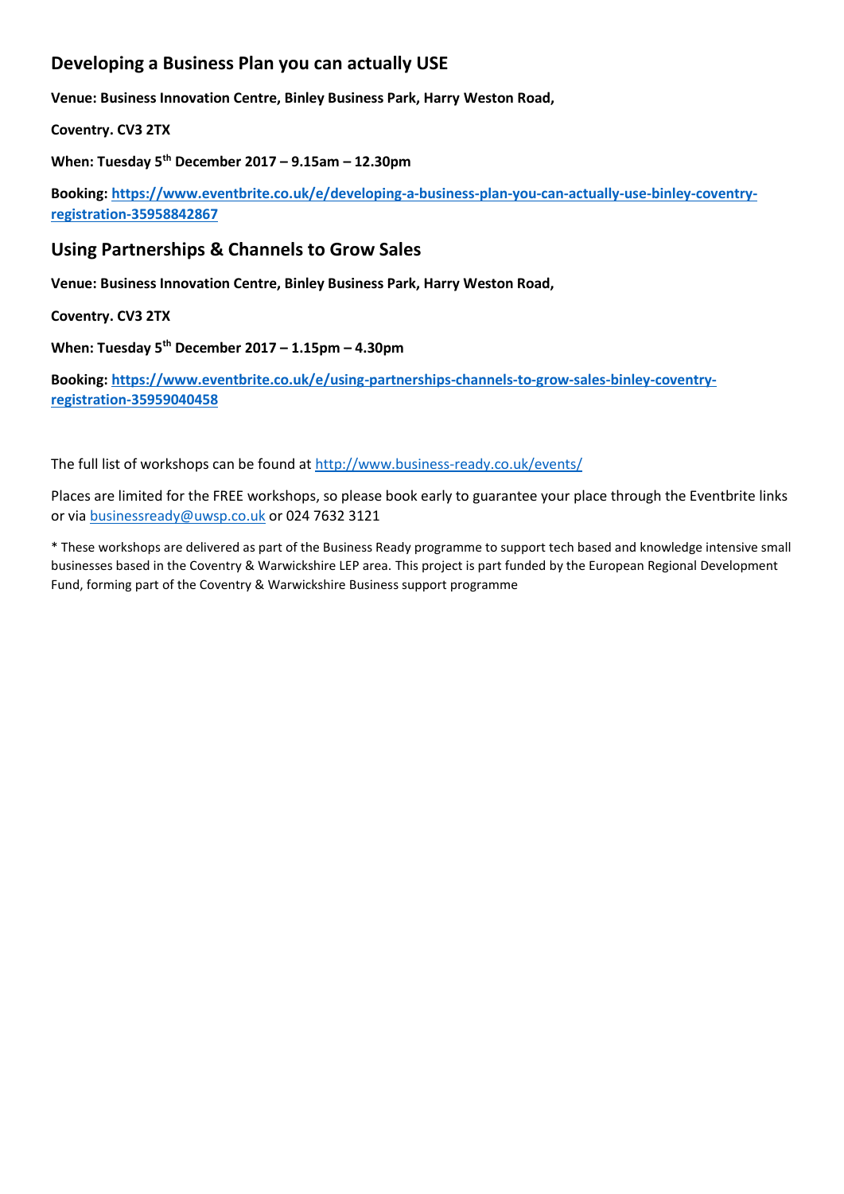## Developing a Business Plan you can actually USE

**Venue: Business Innovation Centre, Binley Business Park, Harry Weston Road,**

**Coventry. CV3 2TX**

**When: Tuesday 5th December 2017 – 9.15am – 12.30pm**

**Booking: https://www.eventbrite.co.uk/e/developing-a-business-plan-you-can-actually-use-binley-coventry-registration-35958842867**

## Using Partnerships & Channels to Grow Sales

**Venue: Business Innovation Centre, Binley Business Park, Harry Weston Road,**

**Coventry. CV3 2TX**

**When: Tuesday 5th December 2017 – 1.15pm – 4.30pm**

**Booking: https://www.eventbrite.co.uk/e/using-partnerships-channels-to-grow-sales-binley-coventry-registration-35959040458**

The full list of workshops can be found at http://www.business-ready.co.uk/events/

Places are limited for the FREE workshops, so please book early to guarantee your place through the Eventbrite links or via businessready@uwsp.co.uk or 024 7632 3121

* These workshops are delivered as part of the Business Ready programme to support tech based and knowledge intensive small businesses based in the Coventry & Warwickshire LEP area. This project is part funded by the European Regional Development Fund, forming part of the Coventry & Warwickshire Business support programme